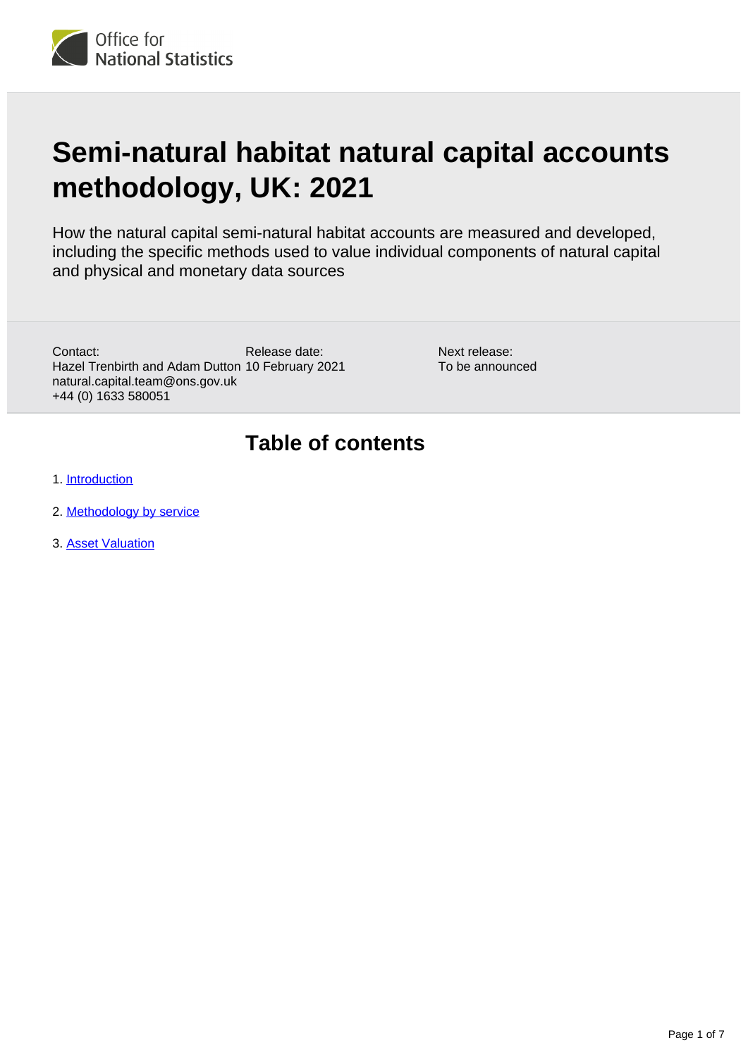Office for National Statistics

# Semi-natural habitat natural capital accounts methodology, UK: 2021

How the natural capital semi-natural habitat accounts are measured and developed, including the specific methods used to value individual components of natural capital and physical and monetary data sources

Contact:
Hazel Trenbirth and Adam Dutton
natural.capital.team@ons.gov.uk
+44 (0) 1633 580051

Release date:
10 February 2021

Next release:
To be announced

## Table of contents

1. Introduction
2. Methodology by service
3. Asset Valuation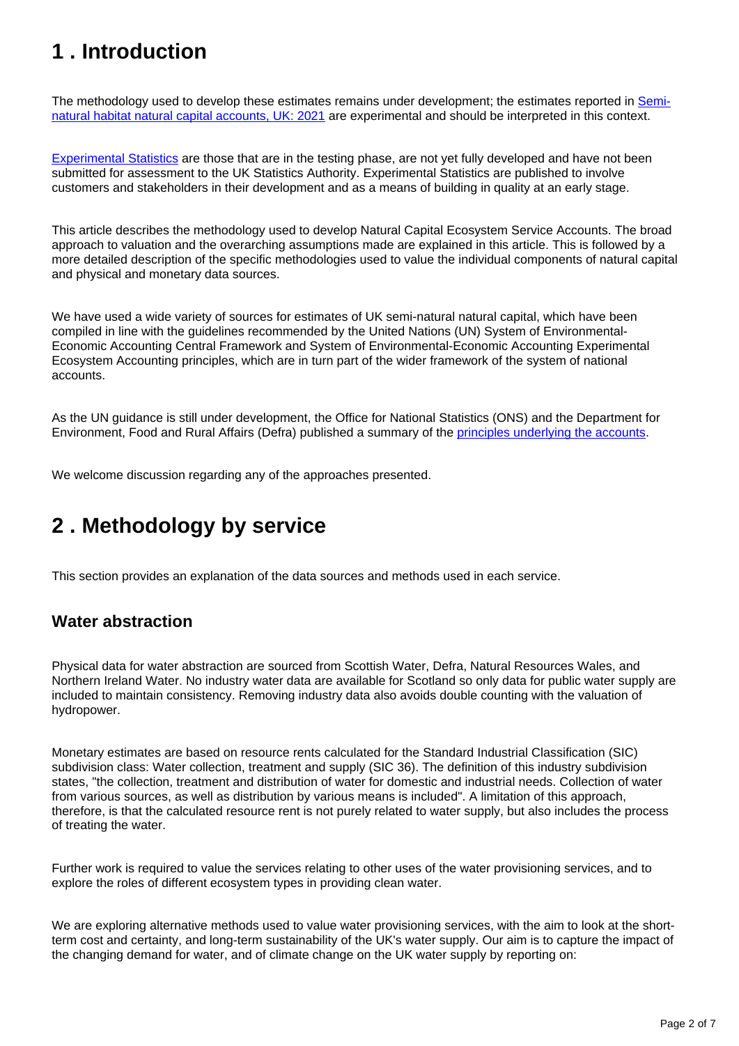## 1 . Introduction

The methodology used to develop these estimates remains under development; the estimates reported in Semi-natural habitat natural capital accounts, UK: 2021 are experimental and should be interpreted in this context.

Experimental Statistics are those that are in the testing phase, are not yet fully developed and have not been submitted for assessment to the UK Statistics Authority. Experimental Statistics are published to involve customers and stakeholders in their development and as a means of building in quality at an early stage.

This article describes the methodology used to develop Natural Capital Ecosystem Service Accounts. The broad approach to valuation and the overarching assumptions made are explained in this article. This is followed by a more detailed description of the specific methodologies used to value the individual components of natural capital and physical and monetary data sources.

We have used a wide variety of sources for estimates of UK semi-natural natural capital, which have been compiled in line with the guidelines recommended by the United Nations (UN) System of Environmental-Economic Accounting Central Framework and System of Environmental-Economic Accounting Experimental Ecosystem Accounting principles, which are in turn part of the wider framework of the system of national accounts.

As the UN guidance is still under development, the Office for National Statistics (ONS) and the Department for Environment, Food and Rural Affairs (Defra) published a summary of the principles underlying the accounts.

We welcome discussion regarding any of the approaches presented.

## 2 . Methodology by service

This section provides an explanation of the data sources and methods used in each service.

### Water abstraction

Physical data for water abstraction are sourced from Scottish Water, Defra, Natural Resources Wales, and Northern Ireland Water. No industry water data are available for Scotland so only data for public water supply are included to maintain consistency. Removing industry data also avoids double counting with the valuation of hydropower.

Monetary estimates are based on resource rents calculated for the Standard Industrial Classification (SIC) subdivision class: Water collection, treatment and supply (SIC 36). The definition of this industry subdivision states, "the collection, treatment and distribution of water for domestic and industrial needs. Collection of water from various sources, as well as distribution by various means is included". A limitation of this approach, therefore, is that the calculated resource rent is not purely related to water supply, but also includes the process of treating the water.

Further work is required to value the services relating to other uses of the water provisioning services, and to explore the roles of different ecosystem types in providing clean water.

We are exploring alternative methods used to value water provisioning services, with the aim to look at the short-term cost and certainty, and long-term sustainability of the UK's water supply. Our aim is to capture the impact of the changing demand for water, and of climate change on the UK water supply by reporting on: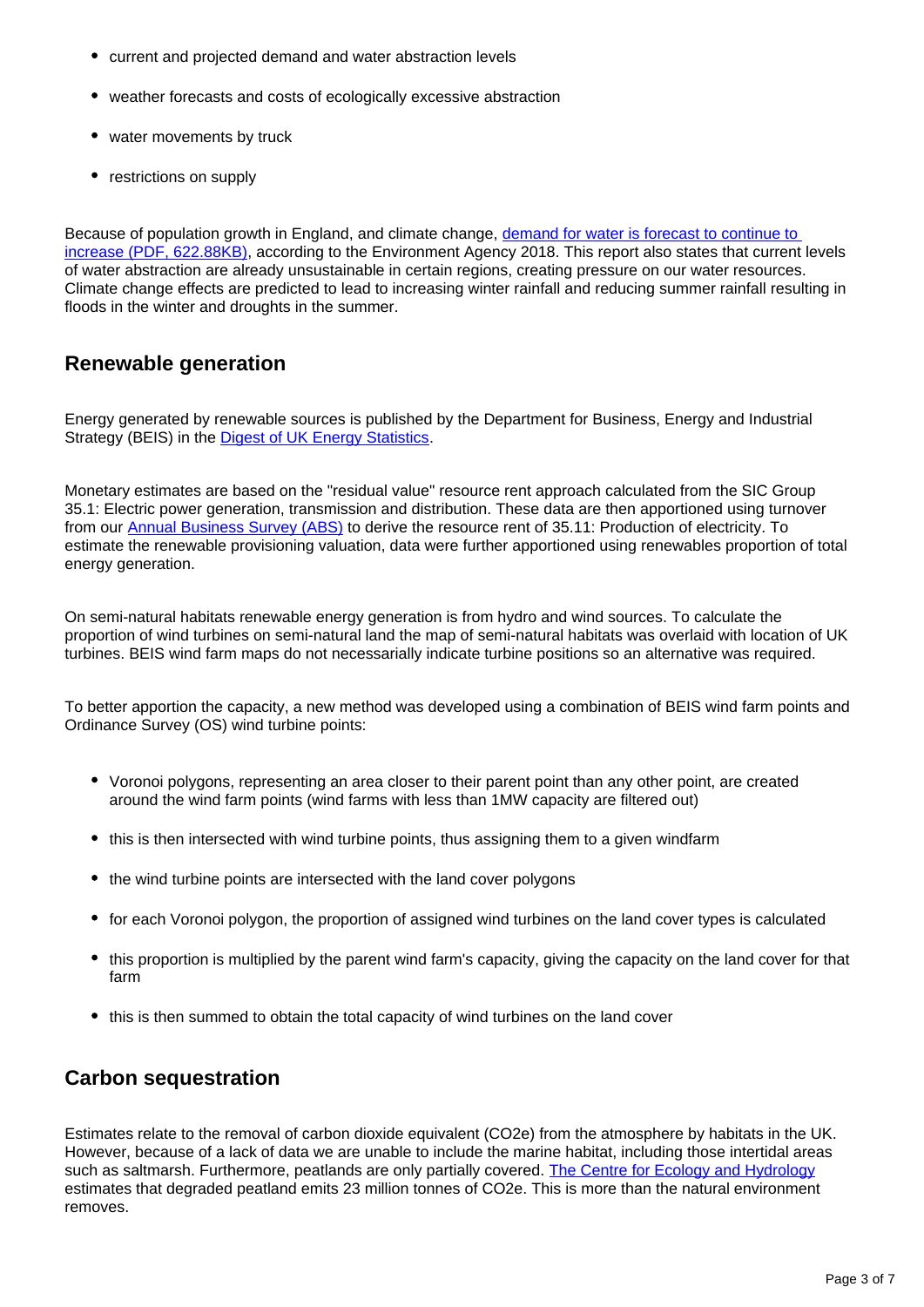- current and projected demand and water abstraction levels
- weather forecasts and costs of ecologically excessive abstraction
- water movements by truck
- restrictions on supply

Because of population growth in England, and climate change, [demand for water is forecast to continue to increase (PDF, 622.88KB)](), according to the Environment Agency 2018. This report also states that current levels of water abstraction are already unsustainable in certain regions, creating pressure on our water resources. Climate change effects are predicted to lead to increasing winter rainfall and reducing summer rainfall resulting in floods in the winter and droughts in the summer.

## Renewable generation

Energy generated by renewable sources is published by the Department for Business, Energy and Industrial Strategy (BEIS) in the [Digest of UK Energy Statistics]().

Monetary estimates are based on the "residual value" resource rent approach calculated from the SIC Group 35.1: Electric power generation, transmission and distribution. These data are then apportioned using turnover from our [Annual Business Survey (ABS)]() to derive the resource rent of 35.11: Production of electricity. To estimate the renewable provisioning valuation, data were further apportioned using renewables proportion of total energy generation.

On semi-natural habitats renewable energy generation is from hydro and wind sources. To calculate the proportion of wind turbines on semi-natural land the map of semi-natural habitats was overlaid with location of UK turbines. BEIS wind farm maps do not necessarily indicate turbine positions so an alternative was required.

To better apportion the capacity, a new method was developed using a combination of BEIS wind farm points and Ordinance Survey (OS) wind turbine points:

- Voronoi polygons, representing an area closer to their parent point than any other point, are created around the wind farm points (wind farms with less than 1MW capacity are filtered out)
- this is then intersected with wind turbine points, thus assigning them to a given windfarm
- the wind turbine points are intersected with the land cover polygons
- for each Voronoi polygon, the proportion of assigned wind turbines on the land cover types is calculated
- this proportion is multiplied by the parent wind farm's capacity, giving the capacity on the land cover for that farm
- this is then summed to obtain the total capacity of wind turbines on the land cover

## Carbon sequestration

Estimates relate to the removal of carbon dioxide equivalent ($CO_2e$) from the atmosphere by habitats in the UK. However, because of a lack of data we are unable to include the marine habitat, including those intertidal areas such as saltmarsh. Furthermore, peatlands are only partially covered. [The Centre for Ecology and Hydrology]() estimates that degraded peatland emits 23 million tonnes of $CO_2e$. This is more than the natural environment removes.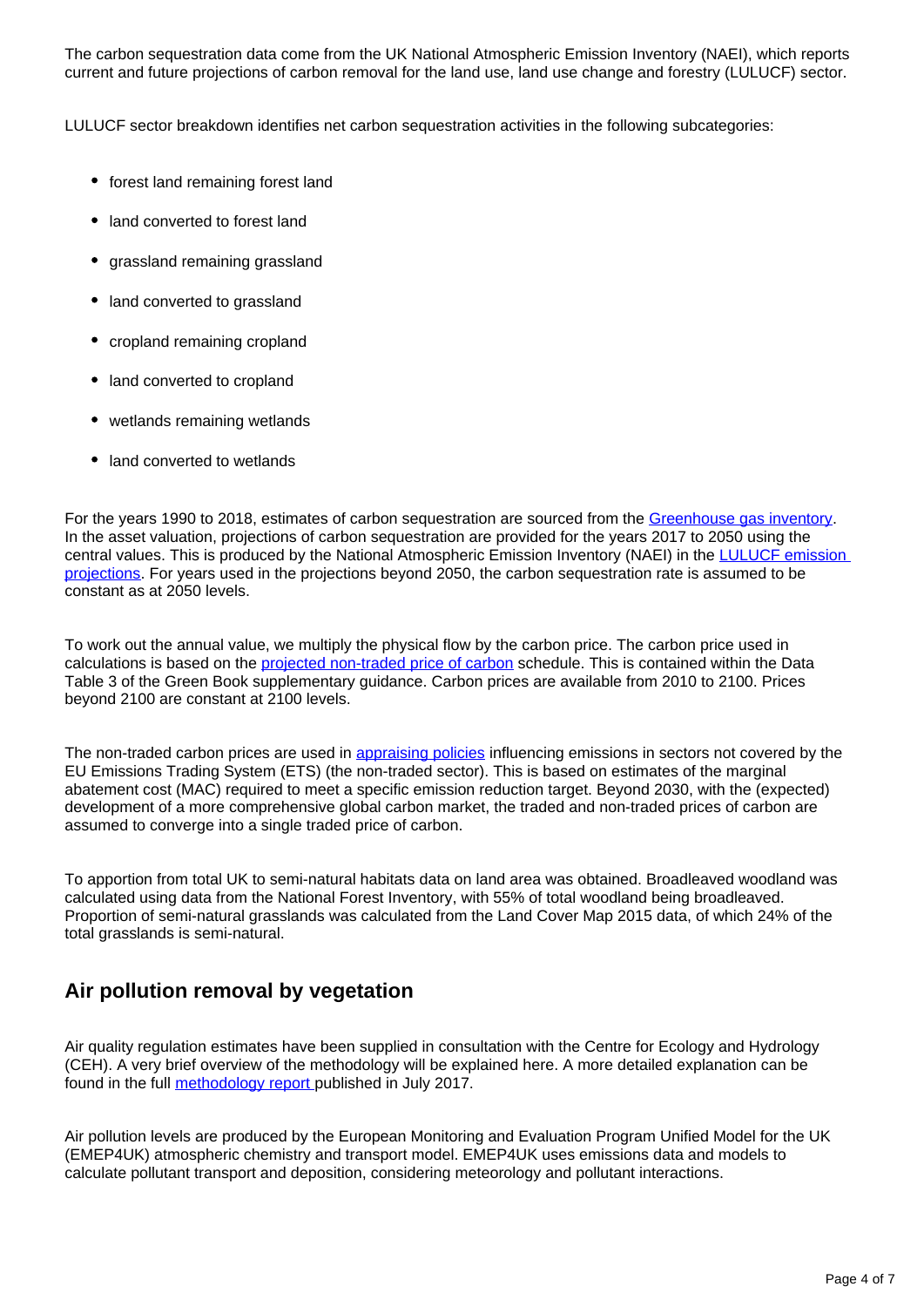The carbon sequestration data come from the UK National Atmospheric Emission Inventory (NAEI), which reports current and future projections of carbon removal for the land use, land use change and forestry (LULUCF) sector.

LULUCF sector breakdown identifies net carbon sequestration activities in the following subcategories:

- forest land remaining forest land
- land converted to forest land
- grassland remaining grassland
- land converted to grassland
- cropland remaining cropland
- land converted to cropland
- wetlands remaining wetlands
- land converted to wetlands

For the years 1990 to 2018, estimates of carbon sequestration are sourced from the [Greenhouse gas inventory](). In the asset valuation, projections of carbon sequestration are provided for the years 2017 to 2050 using the central values. This is produced by the National Atmospheric Emission Inventory (NAEI) in the [LULUCF emission projections](). For years used in the projections beyond 2050, the carbon sequestration rate is assumed to be constant as at 2050 levels.

To work out the annual value, we multiply the physical flow by the carbon price. The carbon price used in calculations is based on the [projected non-traded price of carbon]() schedule. This is contained within the Data Table 3 of the Green Book supplementary guidance. Carbon prices are available from 2010 to 2100. Prices beyond 2100 are constant at 2100 levels.

The non-traded carbon prices are used in [appraising policies]() influencing emissions in sectors not covered by the EU Emissions Trading System (ETS) (the non-traded sector). This is based on estimates of the marginal abatement cost (MAC) required to meet a specific emission reduction target. Beyond 2030, with the (expected) development of a more comprehensive global carbon market, the traded and non-traded prices of carbon are assumed to converge into a single traded price of carbon.

To apportion from total UK to semi-natural habitats data on land area was obtained. Broadleaved woodland was calculated using data from the National Forest Inventory, with 55% of total woodland being broadleaved. Proportion of semi-natural grasslands was calculated from the Land Cover Map 2015 data, of which 24% of the total grasslands is semi-natural.

## Air pollution removal by vegetation

Air quality regulation estimates have been supplied in consultation with the Centre for Ecology and Hydrology (CEH). A very brief overview of the methodology will be explained here. A more detailed explanation can be found in the full [methodology report]() published in July 2017.

Air pollution levels are produced by the European Monitoring and Evaluation Program Unified Model for the UK (EMEP4UK) atmospheric chemistry and transport model. EMEP4UK uses emissions data and models to calculate pollutant transport and deposition, considering meteorology and pollutant interactions.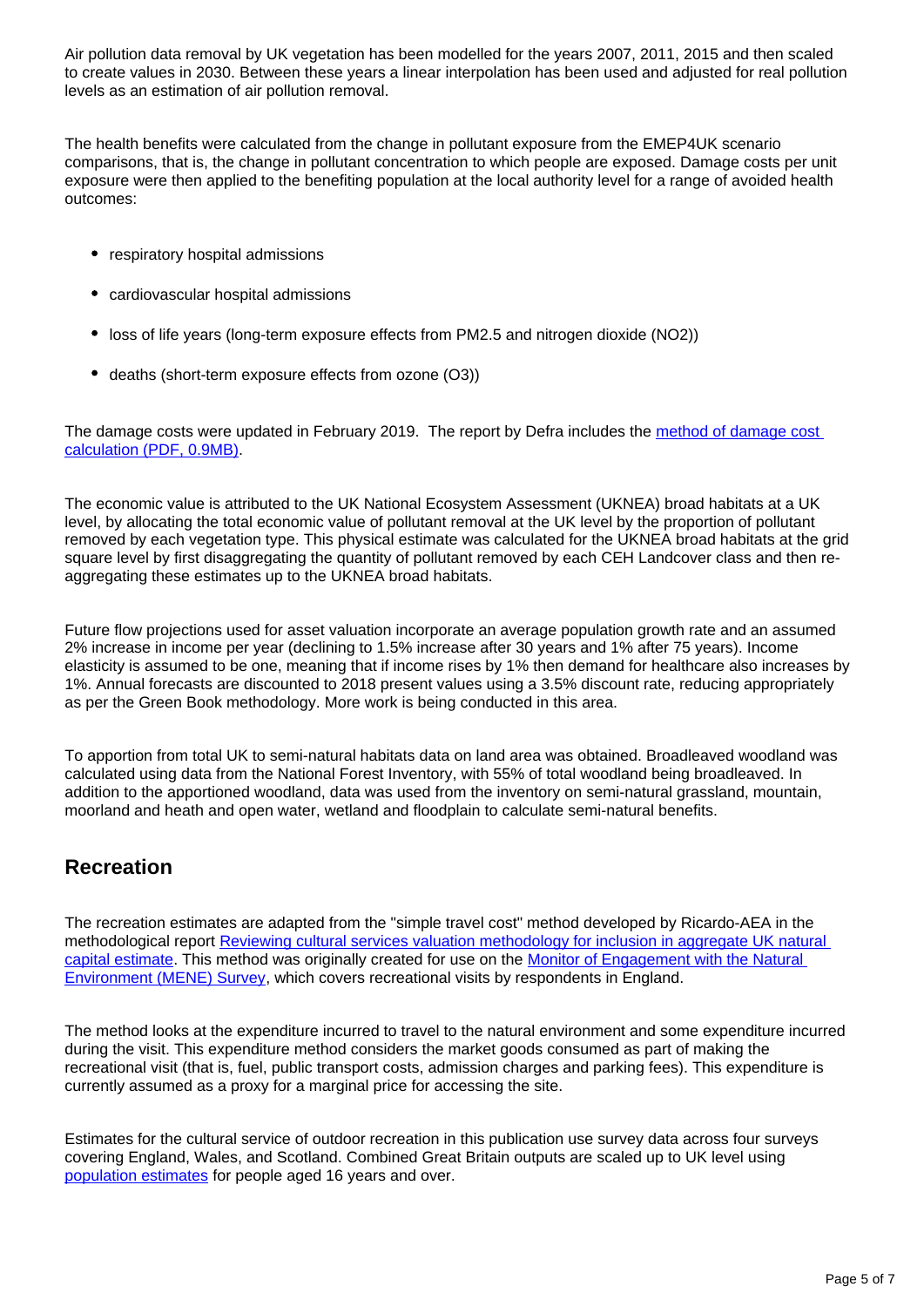Air pollution data removal by UK vegetation has been modelled for the years 2007, 2011, 2015 and then scaled to create values in 2030. Between these years a linear interpolation has been used and adjusted for real pollution levels as an estimation of air pollution removal.

The health benefits were calculated from the change in pollutant exposure from the EMEP4UK scenario comparisons, that is, the change in pollutant concentration to which people are exposed. Damage costs per unit exposure were then applied to the benefiting population at the local authority level for a range of avoided health outcomes:

- respiratory hospital admissions
- cardiovascular hospital admissions
- loss of life years (long-term exposure effects from PM2.5 and nitrogen dioxide ($NO_2$))
- deaths (short-term exposure effects from ozone ($O_3$))

The damage costs were updated in February 2019. The report by Defra includes the method of damage cost calculation (PDF, 0.9MB).

The economic value is attributed to the UK National Ecosystem Assessment (UKNEA) broad habitats at a UK level, by allocating the total economic value of pollutant removal at the UK level by the proportion of pollutant removed by each vegetation type. This physical estimate was calculated for the UKNEA broad habitats at the grid square level by first disaggregating the quantity of pollutant removed by each CEH Landcover class and then re-aggregating these estimates up to the UKNEA broad habitats.

Future flow projections used for asset valuation incorporate an average population growth rate and an assumed 2% increase in income per year (declining to 1.5% increase after 30 years and 1% after 75 years). Income elasticity is assumed to be one, meaning that if income rises by 1% then demand for healthcare also increases by 1%. Annual forecasts are discounted to 2018 present values using a 3.5% discount rate, reducing appropriately as per the Green Book methodology. More work is being conducted in this area.

To apportion from total UK to semi-natural habitats data on land area was obtained. Broadleaved woodland was calculated using data from the National Forest Inventory, with 55% of total woodland being broadleaved. In addition to the apportioned woodland, data was used from the inventory on semi-natural grassland, mountain, moorland and heath and open water, wetland and floodplain to calculate semi-natural benefits.

## Recreation

The recreation estimates are adapted from the "simple travel cost" method developed by Ricardo-AEA in the methodological report Reviewing cultural services valuation methodology for inclusion in aggregate UK natural capital estimate. This method was originally created for use on the Monitor of Engagement with the Natural Environment (MENE) Survey, which covers recreational visits by respondents in England.

The method looks at the expenditure incurred to travel to the natural environment and some expenditure incurred during the visit. This expenditure method considers the market goods consumed as part of making the recreational visit (that is, fuel, public transport costs, admission charges and parking fees). This expenditure is currently assumed as a proxy for a marginal price for accessing the site.

Estimates for the cultural service of outdoor recreation in this publication use survey data across four surveys covering England, Wales, and Scotland. Combined Great Britain outputs are scaled up to UK level using population estimates for people aged 16 years and over.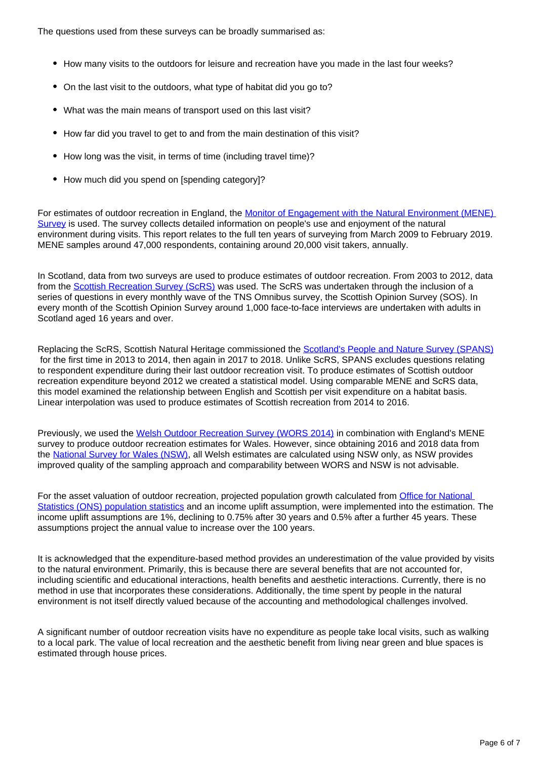The questions used from these surveys can be broadly summarised as:

- How many visits to the outdoors for leisure and recreation have you made in the last four weeks?
- On the last visit to the outdoors, what type of habitat did you go to?
- What was the main means of transport used on this last visit?
- How far did you travel to get to and from the main destination of this visit?
- How long was the visit, in terms of time (including travel time)?
- How much did you spend on [spending category]?

For estimates of outdoor recreation in England, the Monitor of Engagement with the Natural Environment (MENE) Survey is used. The survey collects detailed information on people's use and enjoyment of the natural environment during visits. This report relates to the full ten years of surveying from March 2009 to February 2019. MENE samples around 47,000 respondents, containing around 20,000 visit takers, annually.

In Scotland, data from two surveys are used to produce estimates of outdoor recreation. From 2003 to 2012, data from the Scottish Recreation Survey (ScRS) was used. The ScRS was undertaken through the inclusion of a series of questions in every monthly wave of the TNS Omnibus survey, the Scottish Opinion Survey (SOS). In every month of the Scottish Opinion Survey around 1,000 face-to-face interviews are undertaken with adults in Scotland aged 16 years and over.

Replacing the ScRS, Scottish Natural Heritage commissioned the Scotland's People and Nature Survey (SPANS) for the first time in 2013 to 2014, then again in 2017 to 2018. Unlike ScRS, SPANS excludes questions relating to respondent expenditure during their last outdoor recreation visit. To produce estimates of Scottish outdoor recreation expenditure beyond 2012 we created a statistical model. Using comparable MENE and ScRS data, this model examined the relationship between English and Scottish per visit expenditure on a habitat basis. Linear interpolation was used to produce estimates of Scottish recreation from 2014 to 2016.

Previously, we used the Welsh Outdoor Recreation Survey (WORS 2014) in combination with England's MENE survey to produce outdoor recreation estimates for Wales. However, since obtaining 2016 and 2018 data from the National Survey for Wales (NSW), all Welsh estimates are calculated using NSW only, as NSW provides improved quality of the sampling approach and comparability between WORS and NSW is not advisable.

For the asset valuation of outdoor recreation, projected population growth calculated from Office for National Statistics (ONS) population statistics and an income uplift assumption, were implemented into the estimation. The income uplift assumptions are 1%, declining to 0.75% after 30 years and 0.5% after a further 45 years. These assumptions project the annual value to increase over the 100 years.

It is acknowledged that the expenditure-based method provides an underestimation of the value provided by visits to the natural environment. Primarily, this is because there are several benefits that are not accounted for, including scientific and educational interactions, health benefits and aesthetic interactions. Currently, there is no method in use that incorporates these considerations. Additionally, the time spent by people in the natural environment is not itself directly valued because of the accounting and methodological challenges involved.

A significant number of outdoor recreation visits have no expenditure as people take local visits, such as walking to a local park. The value of local recreation and the aesthetic benefit from living near green and blue spaces is estimated through house prices.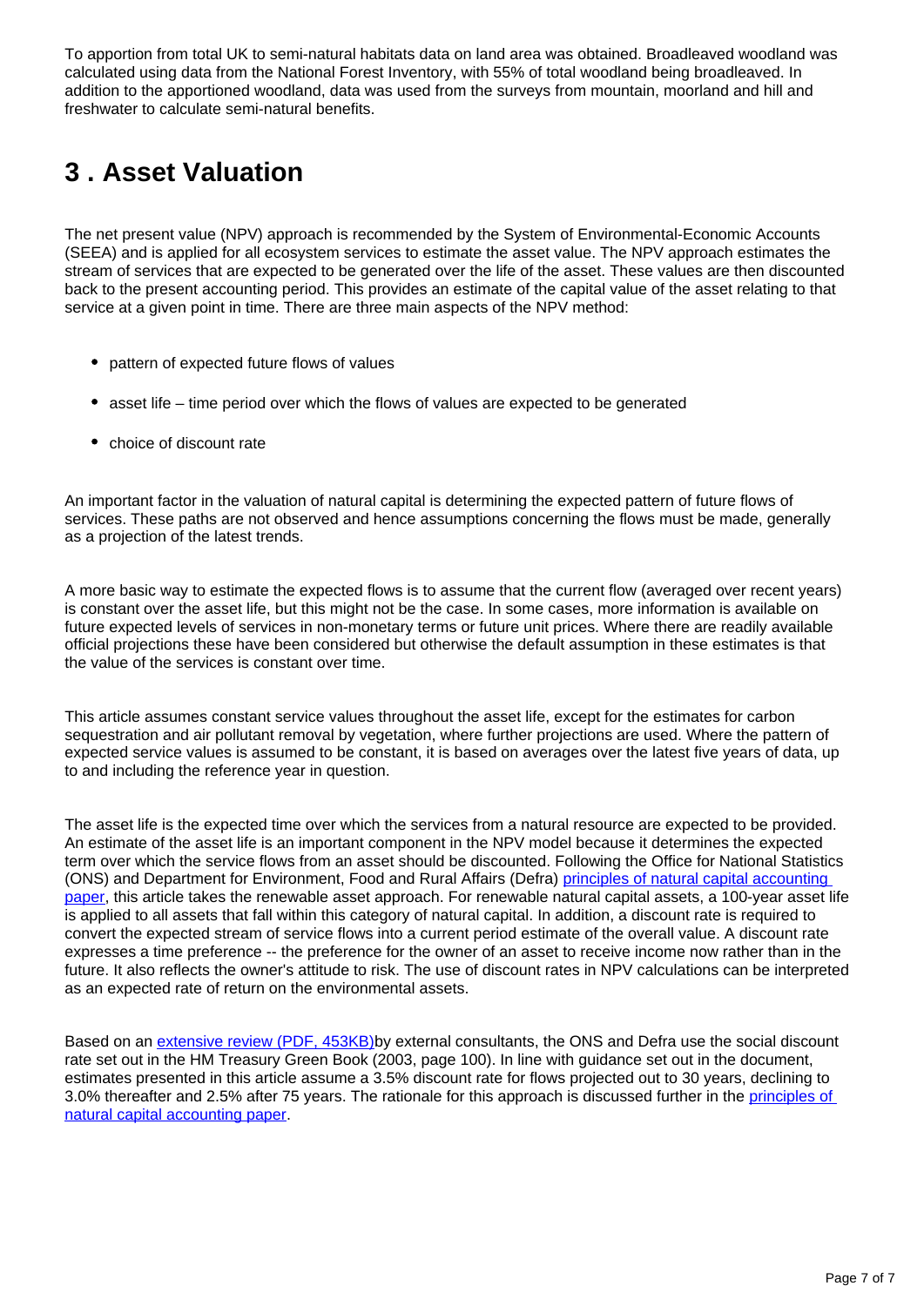To apportion from total UK to semi-natural habitats data on land area was obtained. Broadleaved woodland was calculated using data from the National Forest Inventory, with 55% of total woodland being broadleaved. In addition to the apportioned woodland, data was used from the surveys from mountain, moorland and hill and freshwater to calculate semi-natural benefits.

## 3 . Asset Valuation

The net present value (NPV) approach is recommended by the System of Environmental-Economic Accounts (SEEA) and is applied for all ecosystem services to estimate the asset value. The NPV approach estimates the stream of services that are expected to be generated over the life of the asset. These values are then discounted back to the present accounting period. This provides an estimate of the capital value of the asset relating to that service at a given point in time. There are three main aspects of the NPV method:

- pattern of expected future flows of values
- asset life – time period over which the flows of values are expected to be generated
- choice of discount rate

An important factor in the valuation of natural capital is determining the expected pattern of future flows of services. These paths are not observed and hence assumptions concerning the flows must be made, generally as a projection of the latest trends.

A more basic way to estimate the expected flows is to assume that the current flow (averaged over recent years) is constant over the asset life, but this might not be the case. In some cases, more information is available on future expected levels of services in non-monetary terms or future unit prices. Where there are readily available official projections these have been considered but otherwise the default assumption in these estimates is that the value of the services is constant over time.

This article assumes constant service values throughout the asset life, except for the estimates for carbon sequestration and air pollutant removal by vegetation, where further projections are used. Where the pattern of expected service values is assumed to be constant, it is based on averages over the latest five years of data, up to and including the reference year in question.

The asset life is the expected time over which the services from a natural resource are expected to be provided. An estimate of the asset life is an important component in the NPV model because it determines the expected term over which the service flows from an asset should be discounted. Following the Office for National Statistics (ONS) and Department for Environment, Food and Rural Affairs (Defra) [principles of natural capital accounting paper](), this article takes the renewable asset approach. For renewable natural capital assets, a 100-year asset life is applied to all assets that fall within this category of natural capital. In addition, a discount rate is required to convert the expected stream of service flows into a current period estimate of the overall value. A discount rate expresses a time preference -- the preference for the owner of an asset to receive income now rather than in the future. It also reflects the owner's attitude to risk. The use of discount rates in NPV calculations can be interpreted as an expected rate of return on the environmental assets.

Based on an [extensive review (PDF, 453KB)]()by external consultants, the ONS and Defra use the social discount rate set out in the HM Treasury Green Book (2003, page 100). In line with guidance set out in the document, estimates presented in this article assume a 3.5% discount rate for flows projected out to 30 years, declining to 3.0% thereafter and 2.5% after 75 years. The rationale for this approach is discussed further in the [principles of natural capital accounting paper]().